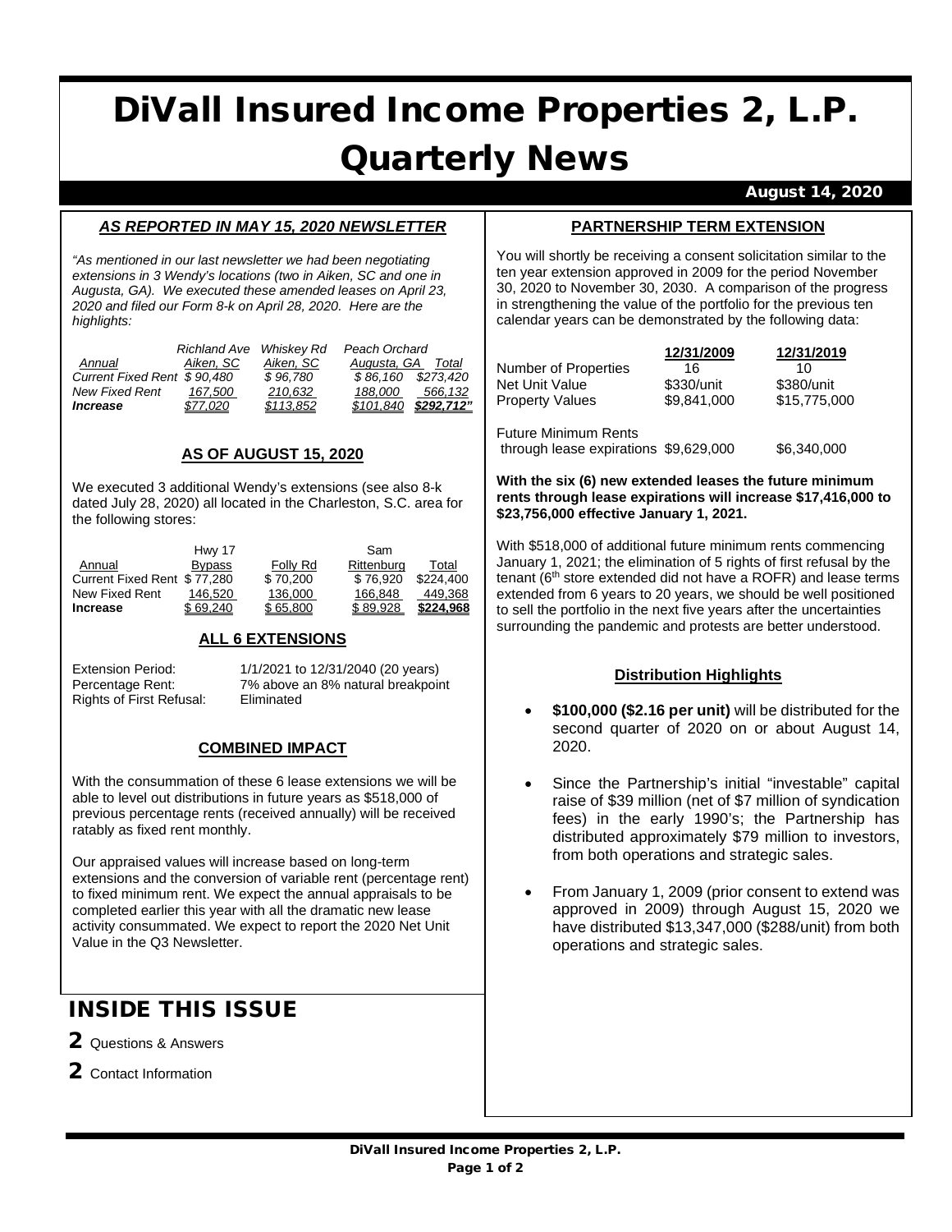# DiVall Insured Income Properties 2, L.P.
# Quarterly News

August 14, 2020

## *AS REPORTED IN MAY 15, 2020 NEWSLETTER*

*"As mentioned in our last newsletter we had been negotiating extensions in 3 Wendy's locations (two in Aiken, SC and one in Augusta, GA). We executed these amended leases on April 23, 2020 and filed our Form 8-k on April 28, 2020. Here are the highlights:*

| *Annual* | *Richland Ave Aiken, SC* | *Whiskey Rd Aiken, SC* | *Peach Orchard Augusta, GA* | *Total* |
|---|---|---|---|---|
| *Current Fixed Rent* | *$ 90,480* | *$ 96,780* | *$ 86,160* | *$273,420* |
| *New Fixed Rent* | *167,500* | *210,632* | *188,000* | *566,132* |
| ***Increase*** | ***$77,020*** | ***$113,852*** | ***$101,840*** | ***$292,712"*** |

## AS OF AUGUST 15, 2020

We executed 3 additional Wendy's extensions (see also 8-k dated July 28, 2020) all located in the Charleston, S.C. area for the following stores:

| Annual | Hwy 17 Bypass | Folly Rd | Sam Rittenburg | Total |
|---|---|---|---|---|
| Current Fixed Rent | $ 77,280 | $ 70,200 | $ 76,920 | $224,400 |
| New Fixed Rent | 146,520 | 136,000 | 166,848 | 449,368 |
| **Increase** | **$ 69,240** | **$ 65,800** | **$ 89,928** | **$224,968** |

## ALL 6 EXTENSIONS

Extension Period: 1/1/2021 to 12/31/2040 (20 years)
Percentage Rent: 7% above an 8% natural breakpoint
Rights of First Refusal: Eliminated

## COMBINED IMPACT

With the consummation of these 6 lease extensions we will be able to level out distributions in future years as $518,000 of previous percentage rents (received annually) will be received ratably as fixed rent monthly.

Our appraised values will increase based on long-term extensions and the conversion of variable rent (percentage rent) to fixed minimum rent. We expect the annual appraisals to be completed earlier this year with all the dramatic new lease activity consummated. We expect to report the 2020 Net Unit Value in the Q3 Newsletter.

## PARTNERSHIP TERM EXTENSION

You will shortly be receiving a consent solicitation similar to the ten year extension approved in 2009 for the period November 30, 2020 to November 30, 2030. A comparison of the progress in strengthening the value of the portfolio for the previous ten calendar years can be demonstrated by the following data:

| | 12/31/2009 | 12/31/2019 |
|---|---|---|
| Number of Properties | 16 | 10 |
| Net Unit Value | $330/unit | $380/unit |
| Property Values | $9,841,000 | $15,775,000 |
| Future Minimum Rents through lease expirations | $9,629,000 | $6,340,000 |

**With the six (6) new extended leases the future minimum rents through lease expirations will increase $17,416,000 to $23,756,000 effective January 1, 2021.**

With $518,000 of additional future minimum rents commencing January 1, 2021; the elimination of 5 rights of first refusal by the tenant (6th store extended did not have a ROFR) and lease terms extended from 6 years to 20 years, we should be well positioned to sell the portfolio in the next five years after the uncertainties surrounding the pandemic and protests are better understood.

## Distribution Highlights

- **$100,000 ($2.16 per unit)** will be distributed for the second quarter of 2020 on or about August 14, 2020.
- Since the Partnership's initial "investable" capital raise of $39 million (net of $7 million of syndication fees) in the early 1990's; the Partnership has distributed approximately $79 million to investors, from both operations and strategic sales.
- From January 1, 2009 (prior consent to extend was approved in 2009) through August 15, 2020 we have distributed $13,347,000 ($288/unit) from both operations and strategic sales.

## INSIDE THIS ISSUE

**2** Questions & Answers

**2** Contact Information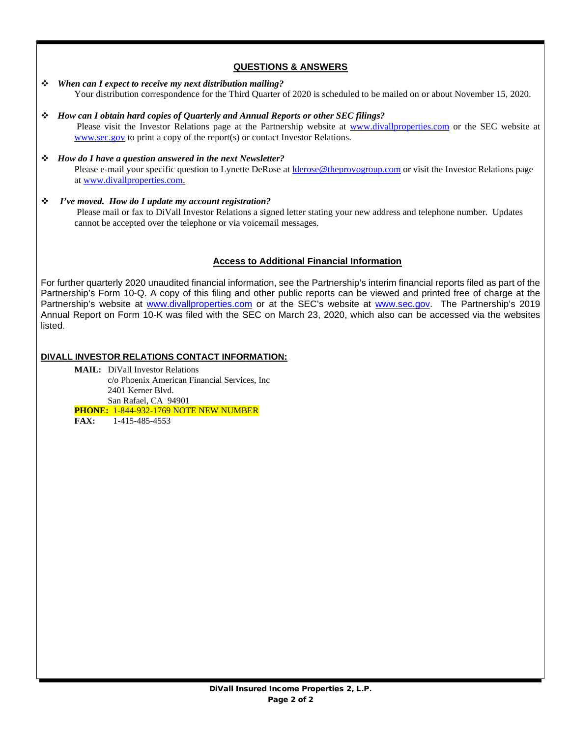## QUESTIONS & ANSWERS

- ***When can I expect to receive my next distribution mailing?***
  Your distribution correspondence for the Third Quarter of 2020 is scheduled to be mailed on or about November 15, 2020.

- ***How can I obtain hard copies of Quarterly and Annual Reports or other SEC filings?***
  Please visit the Investor Relations page at the Partnership website at www.divallproperties.com or the SEC website at www.sec.gov to print a copy of the report(s) or contact Investor Relations.

- ***How do I have a question answered in the next Newsletter?***
  Please e-mail your specific question to Lynette DeRose at lderose@theprovogroup.com or visit the Investor Relations page at www.divallproperties.com.

- ***I've moved. How do I update my account registration?***
  Please mail or fax to DiVall Investor Relations a signed letter stating your new address and telephone number. Updates cannot be accepted over the telephone or via voicemail messages.

## Access to Additional Financial Information

For further quarterly 2020 unaudited financial information, see the Partnership's interim financial reports filed as part of the Partnership's Form 10-Q. A copy of this filing and other public reports can be viewed and printed free of charge at the Partnership's website at www.divallproperties.com or at the SEC's website at www.sec.gov. The Partnership's 2019 Annual Report on Form 10-K was filed with the SEC on March 23, 2020, which also can be accessed via the websites listed.

**DIVALL INVESTOR RELATIONS CONTACT INFORMATION:**

**MAIL:** DiVall Investor Relations
c/o Phoenix American Financial Services, Inc
2401 Kerner Blvd.
San Rafael, CA 94901

**PHONE:** 1-844-932-1769 NOTE NEW NUMBER

**FAX:** 1-415-485-4553